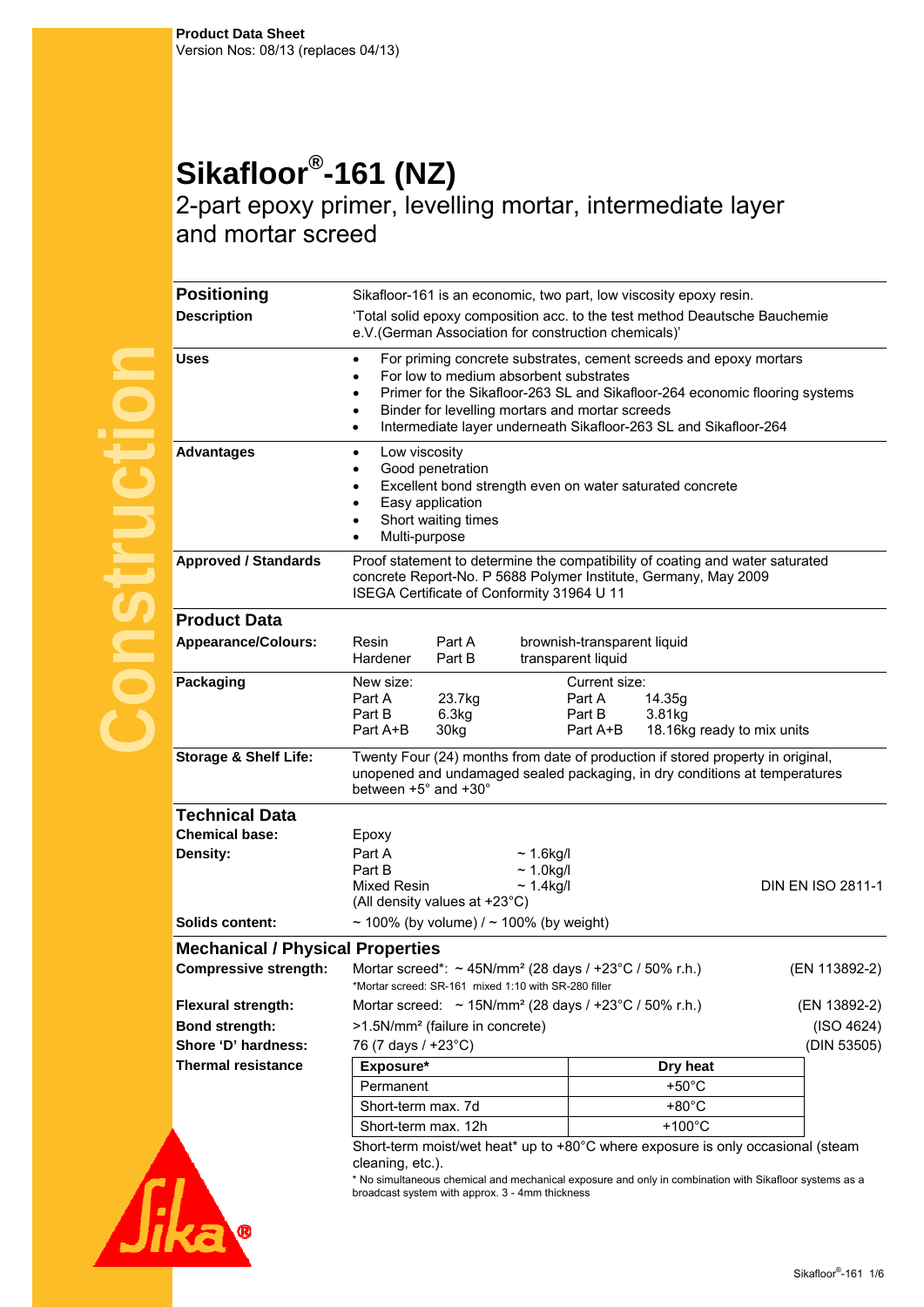**Product Data Sheet**
Version Nos: 08/13 (replaces 04/13)

# Sikafloor®-161 (NZ)

## 2-part epoxy primer, levelling mortar, intermediate layer and mortar screed

## Positioning

**Description**

Sikafloor-161 is an economic, two part, low viscosity epoxy resin.

'Total solid epoxy composition acc. to the test method Deautsche Bauchemie e.V.(German Association for construction chemicals)'

**Uses**

- For priming concrete substrates, cement screeds and epoxy mortars
- For low to medium absorbent substrates
- Primer for the Sikafloor-263 SL and Sikafloor-264 economic flooring systems
- Binder for levelling mortars and mortar screeds
- Intermediate layer underneath Sikafloor-263 SL and Sikafloor-264

**Advantages**

- Low viscosity
- Good penetration
- Excellent bond strength even on water saturated concrete
- Easy application
- Short waiting times
- Multi-purpose

**Approved / Standards**

Proof statement to determine the compatibility of coating and water saturated concrete Report-No. P 5688 Polymer Institute, Germany, May 2009
ISEGA Certificate of Conformity 31964 U 11

## Product Data

**Appearance/Colours:**

| | | |
|---|---|---|
| Resin | Part A | brownish-transparent liquid |
| Hardener | Part B | transparent liquid |

**Packaging**

| New size: | | Current size: | |
|---|---|---|---|
| Part A | 23.7kg | Part A | 14.35g |
| Part B | 6.3kg | Part B | 3.81kg |
| Part A+B | 30kg | Part A+B | 18.16kg ready to mix units |

**Storage & Shelf Life:**

Twenty Four (24) months from date of production if stored property in original, unopened and undamaged sealed packaging, in dry conditions at temperatures between +5° and +30°

## Technical Data

**Chemical base:** Epoxy

**Density:**

| | | |
|---|---|---|
| Part A | ~ 1.6kg/l | |
| Part B | ~ 1.0kg/l | |
| Mixed Resin | ~ 1.4kg/l | DIN EN ISO 2811-1 |

(All density values at +23°C)

**Solids content:** ~ 100% (by volume) / ~ 100% (by weight)

## Mechanical / Physical Properties

**Compressive strength:** Mortar screed*: ~ 45N/mm² (28 days / +23°C / 50% r.h.) (EN 113892-2)

*Mortar screed: SR-161 mixed 1:10 with SR-280 filler

**Flexural strength:** Mortar screed: ~ 15N/mm² (28 days / +23°C / 50% r.h.) (EN 13892-2)

**Bond strength:** >1.5N/mm² (failure in concrete) (ISO 4624)

**Shore 'D' hardness:** 76 (7 days / +23°C) (DIN 53505)

**Thermal resistance**

| Exposure* | Dry heat |
|---|---|
| Permanent | +50°C |
| Short-term max. 7d | +80°C |
| Short-term max. 12h | +100°C |

Short-term moist/wet heat* up to +80°C where exposure is only occasional (steam cleaning, etc.).

* No simultaneous chemical and mechanical exposure and only in combination with Sikafloor systems as a broadcast system with approx. 3 - 4mm thickness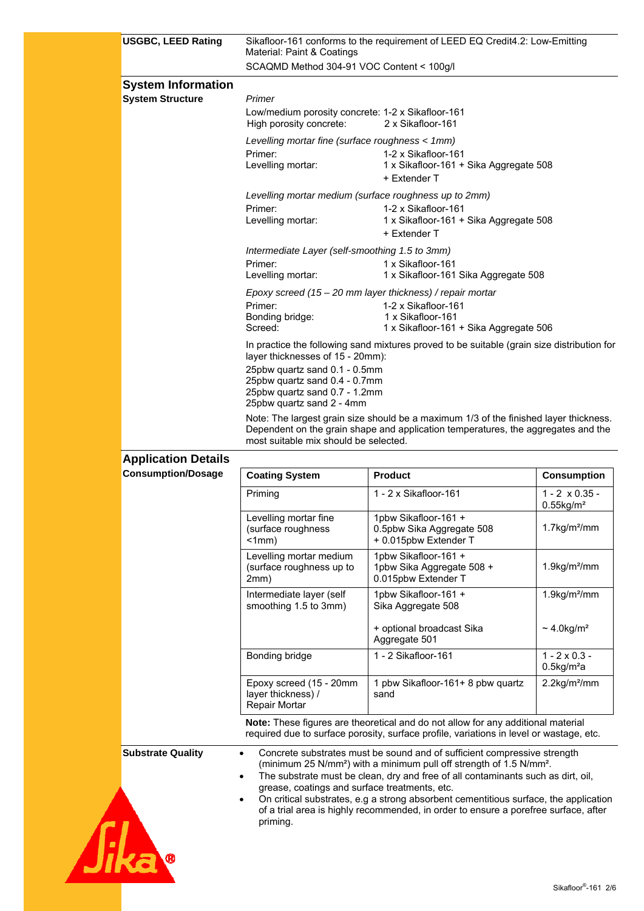**USGBC, LEED Rating**

Sikafloor-161 conforms to the requirement of LEED EQ Credit4.2: Low-Emitting Material: Paint & Coatings

SCAQMD Method 304-91 VOC Content < 100g/l

## System Information

### System Structure

*Primer*

Low/medium porosity concrete: 1-2 x Sikafloor-161
High porosity concrete: 2 x Sikafloor-161

*Levelling mortar fine (surface roughness < 1mm)*

Primer: 1-2 x Sikafloor-161
Levelling mortar: 1 x Sikafloor-161 + Sika Aggregate 508 + Extender T

*Levelling mortar medium (surface roughness up to 2mm)*

Primer: 1-2 x Sikafloor-161
Levelling mortar: 1 x Sikafloor-161 + Sika Aggregate 508 + Extender T

*Intermediate Layer (self-smoothing 1.5 to 3mm)*

Primer: 1 x Sikafloor-161
Levelling mortar: 1 x Sikafloor-161 Sika Aggregate 508

*Epoxy screed (15 – 20 mm layer thickness) / repair mortar*

Primer: 1-2 x Sikafloor-161
Bonding bridge: 1 x Sikafloor-161
Screed: 1 x Sikafloor-161 + Sika Aggregate 506

In practice the following sand mixtures proved to be suitable (grain size distribution for layer thicknesses of 15 - 20mm):

25pbw quartz sand 0.1 - 0.5mm
25pbw quartz sand 0.4 - 0.7mm
25pbw quartz sand 0.7 - 1.2mm
25pbw quartz sand 2 - 4mm

Note: The largest grain size should be a maximum 1/3 of the finished layer thickness. Dependent on the grain shape and application temperatures, the aggregates and the most suitable mix should be selected.

## Application Details

### Consumption/Dosage

| Coating System | Product | Consumption |
|---|---|---|
| Priming | 1 - 2 x Sikafloor-161 | 1 - 2 x 0.35 - 0.55kg/m² |
| Levelling mortar fine (surface roughness <1mm) | 1pbw Sikafloor-161 + 0.5pbw Sika Aggregate 508 + 0.015pbw Extender T | 1.7kg/m²/mm |
| Levelling mortar medium (surface roughness up to 2mm) | 1pbw Sikafloor-161 + 1pbw Sika Aggregate 508 + 0.015pbw Extender T | 1.9kg/m²/mm |
| Intermediate layer (self smoothing 1.5 to 3mm) | 1pbw Sikafloor-161 + Sika Aggregate 508<br><br>+ optional broadcast Sika Aggregate 501 | 1.9kg/m²/mm<br><br>~ 4.0kg/m² |
| Bonding bridge | 1 - 2 Sikafloor-161 | 1 - 2 x 0.3 - 0.5kg/m²a |
| Epoxy screed (15 - 20mm layer thickness) / Repair Mortar | 1 pbw Sikafloor-161+ 8 pbw quartz sand | 2.2kg/m²/mm |

**Note:** These figures are theoretical and do not allow for any additional material required due to surface porosity, surface profile, variations in level or wastage, etc.

### Substrate Quality

- Concrete substrates must be sound and of sufficient compressive strength (minimum 25 N/mm²) with a minimum pull off strength of 1.5 N/mm².
- The substrate must be clean, dry and free of all contaminants such as dirt, oil, grease, coatings and surface treatments, etc.
- On critical substrates, e.g a strong absorbent cementitious surface, the application of a trial area is highly recommended, in order to ensure a porefree surface, after priming.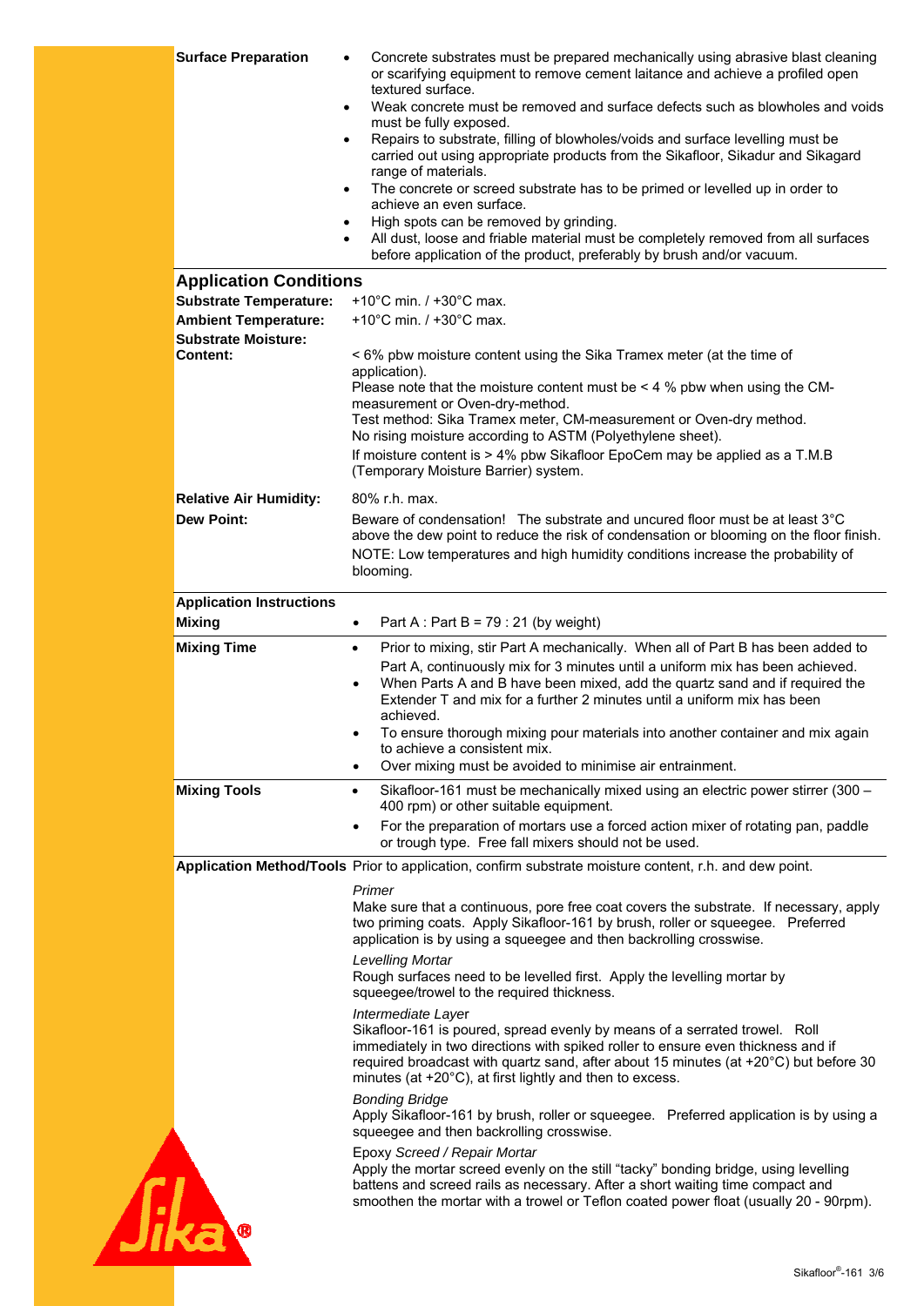**Surface Preparation**

- Concrete substrates must be prepared mechanically using abrasive blast cleaning or scarifying equipment to remove cement laitance and achieve a profiled open textured surface.
- Weak concrete must be removed and surface defects such as blowholes and voids must be fully exposed.
- Repairs to substrate, filling of blowholes/voids and surface levelling must be carried out using appropriate products from the Sikafloor, Sikadur and Sikagard range of materials.
- The concrete or screed substrate has to be primed or levelled up in order to achieve an even surface.
- High spots can be removed by grinding.
- All dust, loose and friable material must be completely removed from all surfaces before application of the product, preferably by brush and/or vacuum.

## Application Conditions

**Substrate Temperature:** +10°C min. / +30°C max.

**Ambient Temperature:** +10°C min. / +30°C max.

**Substrate Moisture: Content:**

< 6% pbw moisture content using the Sika Tramex meter (at the time of application).
Please note that the moisture content must be < 4 % pbw when using the CM-measurement or Oven-dry-method.
Test method: Sika Tramex meter, CM-measurement or Oven-dry method.
No rising moisture according to ASTM (Polyethylene sheet).

If moisture content is > 4% pbw Sikafloor EpoCem may be applied as a T.M.B (Temporary Moisture Barrier) system.

**Relative Air Humidity:** 80% r.h. max.

**Dew Point:**

Beware of condensation! The substrate and uncured floor must be at least 3°C above the dew point to reduce the risk of condensation or blooming on the floor finish.

NOTE: Low temperatures and high humidity conditions increase the probability of blooming.

**Application Instructions**

**Mixing**

- Part A : Part B = 79 : 21 (by weight)

**Mixing Time**

- Prior to mixing, stir Part A mechanically. When all of Part B has been added to Part A, continuously mix for 3 minutes until a uniform mix has been achieved.
- When Parts A and B have been mixed, add the quartz sand and if required the Extender T and mix for a further 2 minutes until a uniform mix has been achieved.
- To ensure thorough mixing pour materials into another container and mix again to achieve a consistent mix.
- Over mixing must be avoided to minimise air entrainment.

**Mixing Tools**

- Sikafloor-161 must be mechanically mixed using an electric power stirrer (300 – 400 rpm) or other suitable equipment.
- For the preparation of mortars use a forced action mixer of rotating pan, paddle or trough type. Free fall mixers should not be used.

**Application Method/Tools**

Prior to application, confirm substrate moisture content, r.h. and dew point.

*Primer*
Make sure that a continuous, pore free coat covers the substrate. If necessary, apply two priming coats. Apply Sikafloor-161 by brush, roller or squeegee. Preferred application is by using a squeegee and then backrolling crosswise.

*Levelling Mortar*
Rough surfaces need to be levelled first. Apply the levelling mortar by squeegee/trowel to the required thickness.

*Intermediate Layer*
Sikafloor-161 is poured, spread evenly by means of a serrated trowel. Roll immediately in two directions with spiked roller to ensure even thickness and if required broadcast with quartz sand, after about 15 minutes (at +20°C) but before 30 minutes (at +20°C), at first lightly and then to excess.

*Bonding Bridge*
Apply Sikafloor-161 by brush, roller or squeegee. Preferred application is by using a squeegee and then backrolling crosswise.

Epoxy *Screed / Repair Mortar*
Apply the mortar screed evenly on the still "tacky" bonding bridge, using levelling battens and screed rails as necessary. After a short waiting time compact and smoothen the mortar with a trowel or Teflon coated power float (usually 20 - 90rpm).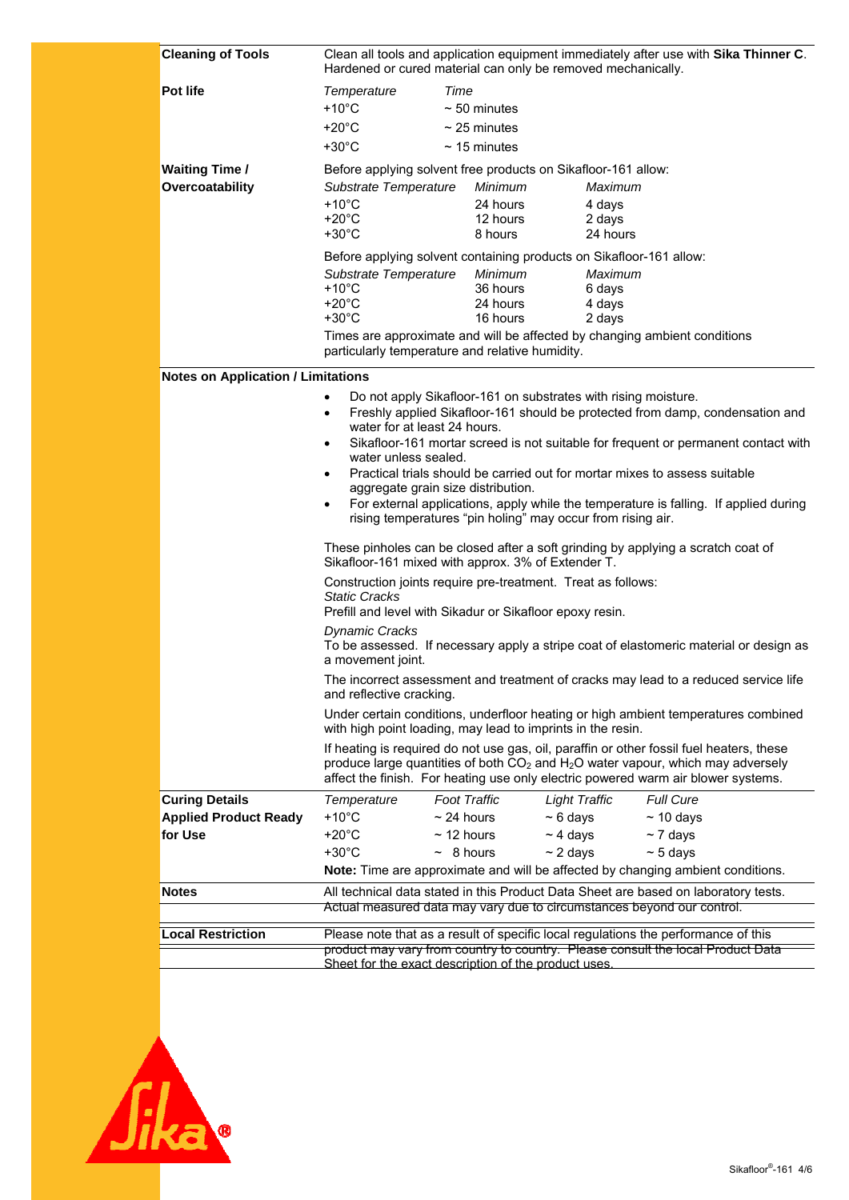**Cleaning of Tools**

Clean all tools and application equipment immediately after use with **Sika Thinner C**. Hardened or cured material can only be removed mechanically.

**Pot life**

| *Temperature* | *Time* |
|---|---|
| +10°C | ~ 50 minutes |
| +20°C | ~ 25 minutes |
| +30°C | ~ 15 minutes |

**Waiting Time / Overcoatability**

Before applying solvent free products on Sikafloor-161 allow:

| *Substrate Temperature* | *Minimum* | *Maximum* |
|---|---|---|
| +10°C | 24 hours | 4 days |
| +20°C | 12 hours | 2 days |
| +30°C | 8 hours | 24 hours |

Before applying solvent containing products on Sikafloor-161 allow:

| *Substrate Temperature* | *Minimum* | *Maximum* |
|---|---|---|
| +10°C | 36 hours | 6 days |
| +20°C | 24 hours | 4 days |
| +30°C | 16 hours | 2 days |

Times are approximate and will be affected by changing ambient conditions particularly temperature and relative humidity.

**Notes on Application / Limitations**

- Do not apply Sikafloor-161 on substrates with rising moisture.
- Freshly applied Sikafloor-161 should be protected from damp, condensation and water for at least 24 hours.
- Sikafloor-161 mortar screed is not suitable for frequent or permanent contact with water unless sealed.
- Practical trials should be carried out for mortar mixes to assess suitable aggregate grain size distribution.
- For external applications, apply while the temperature is falling. If applied during rising temperatures "pin holing" may occur from rising air.

These pinholes can be closed after a soft grinding by applying a scratch coat of Sikafloor-161 mixed with approx. 3% of Extender T.

Construction joints require pre-treatment. Treat as follows:

*Static Cracks*

Prefill and level with Sikadur or Sikafloor epoxy resin.

*Dynamic Cracks*

To be assessed. If necessary apply a stripe coat of elastomeric material or design as a movement joint.

The incorrect assessment and treatment of cracks may lead to a reduced service life and reflective cracking.

Under certain conditions, underfloor heating or high ambient temperatures combined with high point loading, may lead to imprints in the resin.

If heating is required do not use gas, oil, paraffin or other fossil fuel heaters, these produce large quantities of both $CO_2$ and $H_2O$ water vapour, which may adversely affect the finish. For heating use only electric powered warm air blower systems.

**Curing Details**

**Applied Product Ready for Use**

| *Temperature* | *Foot Traffic* | *Light Traffic* | *Full Cure* |
|---|---|---|---|
| +10°C | ~ 24 hours | ~ 6 days | ~ 10 days |
| +20°C | ~ 12 hours | ~ 4 days | ~ 7 days |
| +30°C | ~ 8 hours | ~ 2 days | ~ 5 days |

**Note:** Time are approximate and will be affected by changing ambient conditions.

**Notes**

All technical data stated in this Product Data Sheet are based on laboratory tests. Actual measured data may vary due to circumstances beyond our control.

**Local Restriction**

Please note that as a result of specific local regulations the performance of this product may vary from country to country. Please consult the local Product Data Sheet for the exact description of the product uses.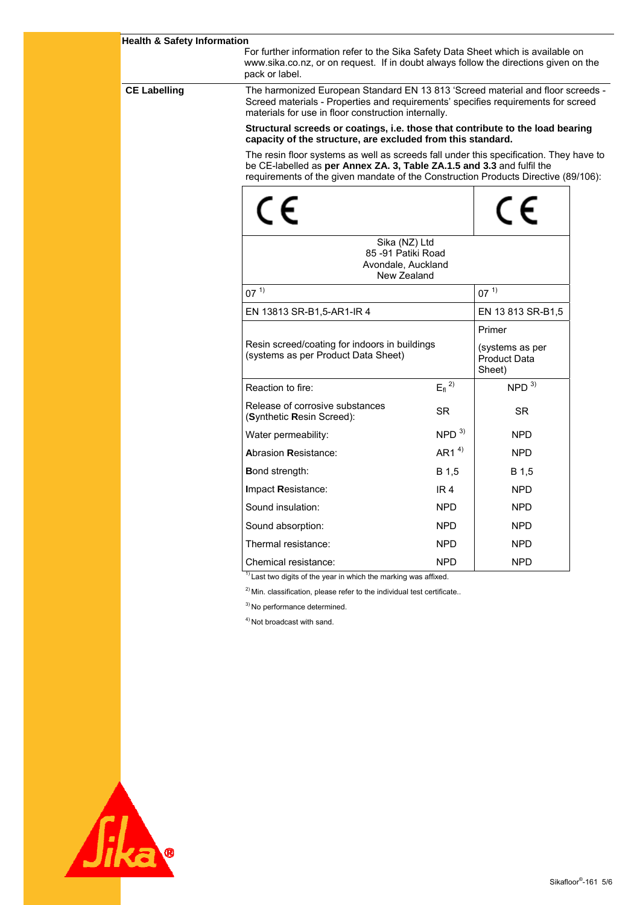## Health & Safety Information

For further information refer to the Sika Safety Data Sheet which is available on www.sika.co.nz, or on request. If in doubt always follow the directions given on the pack or label.

## CE Labelling

The harmonized European Standard EN 13 813 'Screed material and floor screeds - Screed materials - Properties and requirements' specifies requirements for screed materials for use in floor construction internally.

**Structural screeds or coatings, i.e. those that contribute to the load bearing capacity of the structure, are excluded from this standard.**

The resin floor systems as well as screeds fall under this specification. They have to be CE-labelled as **per Annex ZA. 3, Table ZA.1.5 and 3.3** and fulfil the requirements of the given mandate of the Construction Products Directive (89/106):

| CE | | CE |
|---|---|---|
| Sika (NZ) Ltd<br>85 -91 Patiki Road<br>Avondale, Auckland<br>New Zealand | | |
| 07 [1] | | 07 [1] |
| EN 13813 SR-B1,5-AR1-IR 4 | | EN 13 813 SR-B1,5 |
| Resin screed/coating for indoors in buildings (systems as per Product Data Sheet) | | Primer<br>(systems as per Product Data Sheet) |
| Reaction to fire: | $E_{fl}$ [2] | NPD [3] |
| Release of corrosive substances (**S**ynthetic **R**esin Screed): | SR | SR |
| Water permeability: | NPD [3] | NPD |
| **A**brasion **R**esistance: | AR1 [4] | NPD |
| **B**ond strength: | B 1,5 | B 1,5 |
| **I**mpact **R**esistance: | IR 4 | NPD |
| Sound insulation: | NPD | NPD |
| Sound absorption: | NPD | NPD |
| Thermal resistance: | NPD | NPD |
| Chemical resistance: | NPD | NPD |

[1] Last two digits of the year in which the marking was affixed.

[2] Min. classification, please refer to the individual test certificate..

[3] No performance determined.

[4] Not broadcast with sand.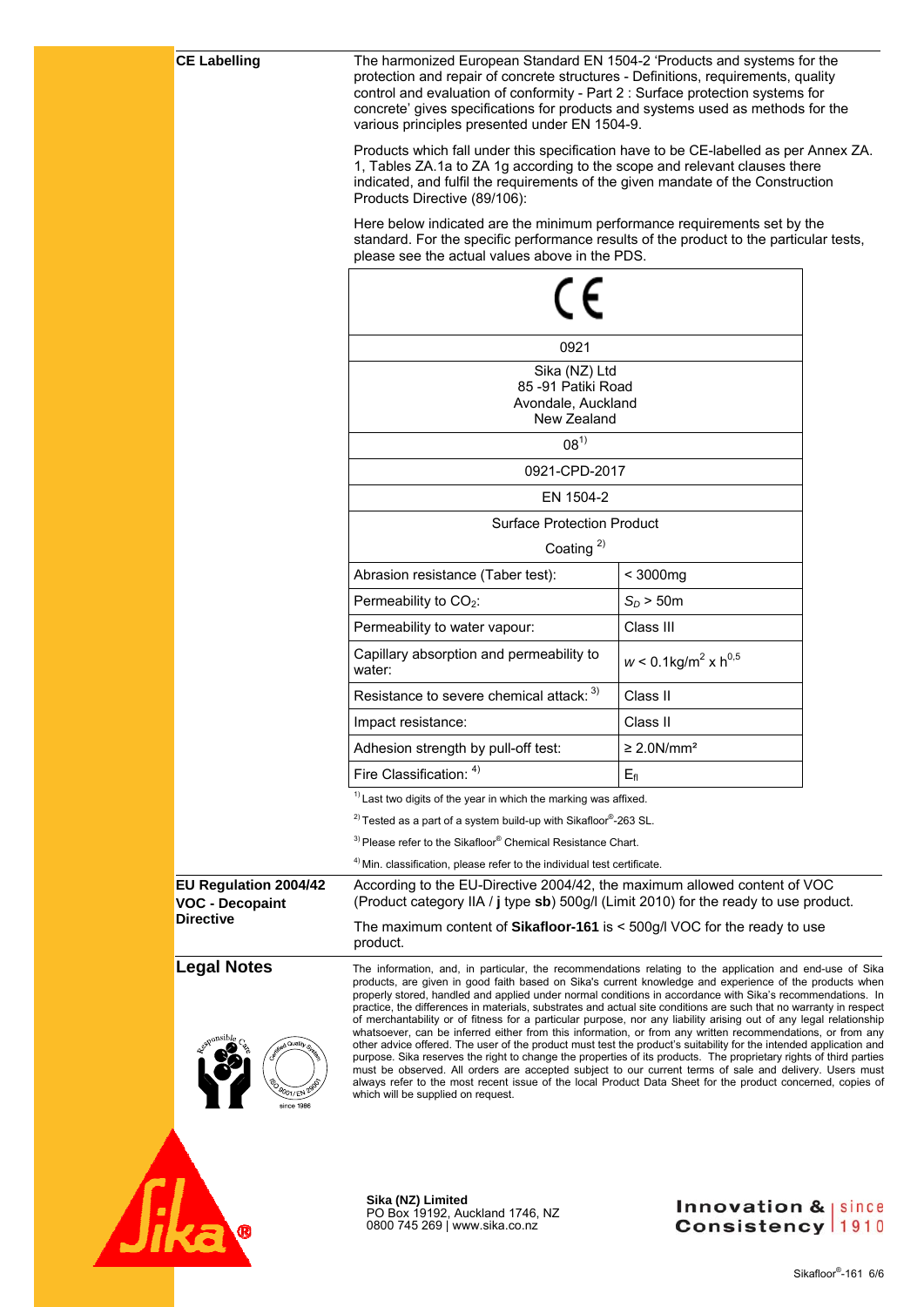## CE Labelling

The harmonized European Standard EN 1504-2 'Products and systems for the protection and repair of concrete structures - Definitions, requirements, quality control and evaluation of conformity - Part 2 : Surface protection systems for concrete' gives specifications for products and systems used as methods for the various principles presented under EN 1504-9.

Products which fall under this specification have to be CE-labelled as per Annex ZA. 1, Tables ZA.1a to ZA 1g according to the scope and relevant clauses there indicated, and fulfil the requirements of the given mandate of the Construction Products Directive (89/106):

Here below indicated are the minimum performance requirements set by the standard. For the specific performance results of the product to the particular tests, please see the actual values above in the PDS.

| | |
|---|---|
| CE | |
| 0921 | |
| Sika (NZ) Ltd<br>85 -91 Patiki Road<br>Avondale, Auckland<br>New Zealand | |
| 08[1] | |
| 0921-CPD-2017 | |
| EN 1504-2 | |
| Surface Protection Product<br>Coating [2] | |
| Abrasion resistance (Taber test): | < 3000mg |
| Permeability to $CO_2$: | $S_D$ > 50m |
| Permeability to water vapour: | Class III |
| Capillary absorption and permeability to water: | $w < 0.1 kg/m^2 \times h^{0,5}$ |
| Resistance to severe chemical attack: [3] | Class II |
| Impact resistance: | Class II |
| Adhesion strength by pull-off test: | ≥ 2.0N/mm² |
| Fire Classification: [4] | $E_{fl}$ |

[1] Last two digits of the year in which the marking was affixed.

[2] Tested as a part of a system build-up with Sikafloor®-263 SL.

[3] Please refer to the Sikafloor® Chemical Resistance Chart.

[4] Min. classification, please refer to the individual test certificate.

## EU Regulation 2004/42 VOC - Decopaint Directive

According to the EU-Directive 2004/42, the maximum allowed content of VOC (Product category IIA / **j** type **sb**) 500g/l (Limit 2010) for the ready to use product.

The maximum content of **Sikafloor-161** is < 500g/l VOC for the ready to use product.

## Legal Notes

The information, and, in particular, the recommendations relating to the application and end-use of Sika products, are given in good faith based on Sika's current knowledge and experience of the products when properly stored, handled and applied under normal conditions in accordance with Sika's recommendations. In practice, the differences in materials, substrates and actual site conditions are such that no warranty in respect of merchantability or of fitness for a particular purpose, nor any liability arising out of any legal relationship whatsoever, can be inferred either from this information, or from any written recommendations, or from any other advice offered. The user of the product must test the product's suitability for the intended application and purpose. Sika reserves the right to change the properties of its products. The proprietary rights of third parties must be observed. All orders are accepted subject to our current terms of sale and delivery. Users must always refer to the most recent issue of the local Product Data Sheet for the product concerned, copies of which will be supplied on request.

**Sika (NZ) Limited**
PO Box 19192, Auckland 1746, NZ
0800 745 269 | www.sika.co.nz

Innovation & Consistency since 1910